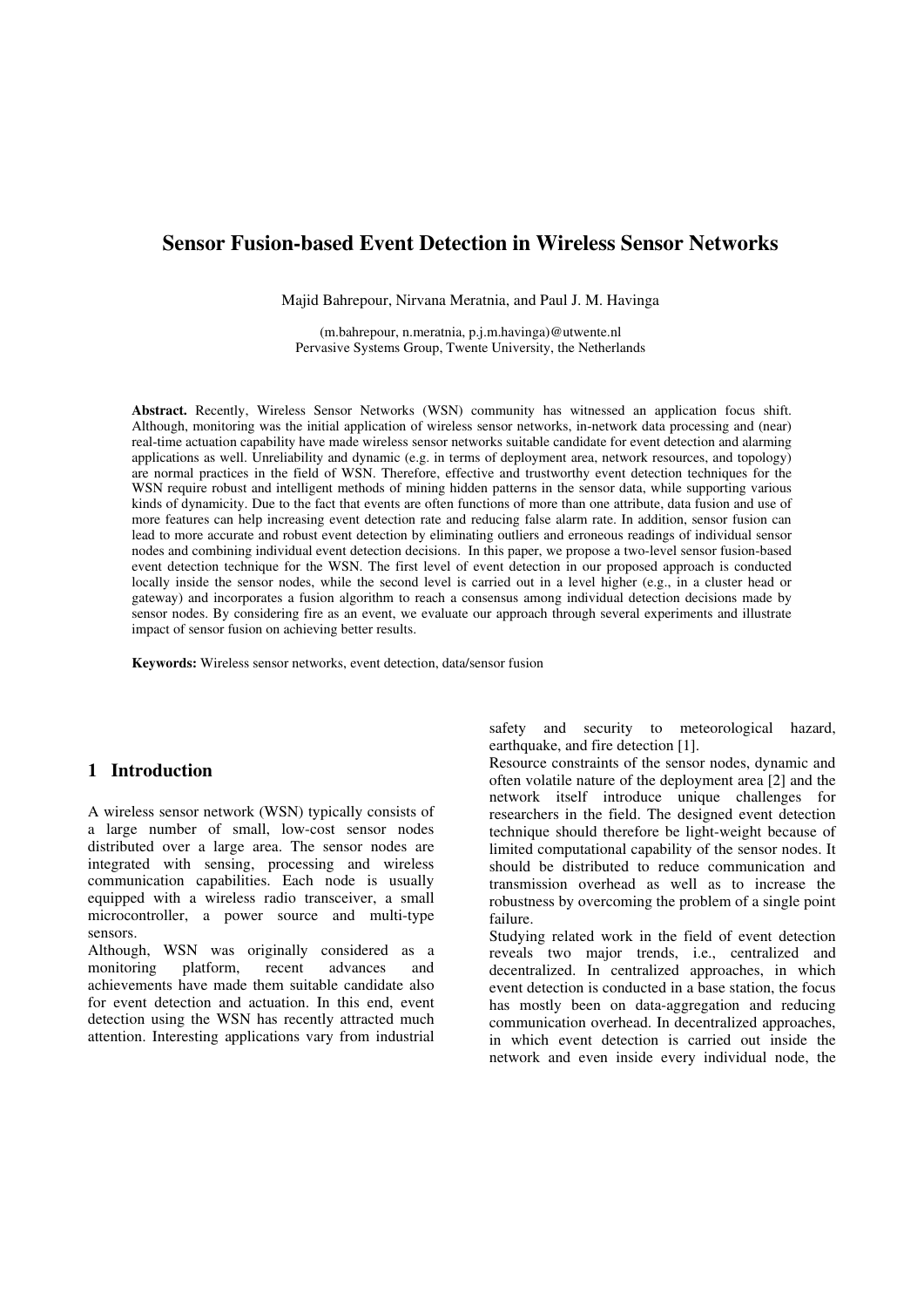# Sensor Fusion-based Event Detection in Wireless Sensor Networks

Majid Bahrepour, Nirvana Meratnia, and Paul J. M. Havinga

(m.bahrepour, n.meratnia, p.j.m.havinga)@utwente.nl
Pervasive Systems Group, Twente University, the Netherlands

**Abstract.** Recently, Wireless Sensor Networks (WSN) community has witnessed an application focus shift. Although, monitoring was the initial application of wireless sensor networks, in-network data processing and (near) real-time actuation capability have made wireless sensor networks suitable candidate for event detection and alarming applications as well. Unreliability and dynamic (e.g. in terms of deployment area, network resources, and topology) are normal practices in the field of WSN. Therefore, effective and trustworthy event detection techniques for the WSN require robust and intelligent methods of mining hidden patterns in the sensor data, while supporting various kinds of dynamicity. Due to the fact that events are often functions of more than one attribute, data fusion and use of more features can help increasing event detection rate and reducing false alarm rate. In addition, sensor fusion can lead to more accurate and robust event detection by eliminating outliers and erroneous readings of individual sensor nodes and combining individual event detection decisions. In this paper, we propose a two-level sensor fusion-based event detection technique for the WSN. The first level of event detection in our proposed approach is conducted locally inside the sensor nodes, while the second level is carried out in a level higher (e.g., in a cluster head or gateway) and incorporates a fusion algorithm to reach a consensus among individual detection decisions made by sensor nodes. By considering fire as an event, we evaluate our approach through several experiments and illustrate impact of sensor fusion on achieving better results.

**Keywords:** Wireless sensor networks, event detection, data/sensor fusion

## 1 Introduction

A wireless sensor network (WSN) typically consists of a large number of small, low-cost sensor nodes distributed over a large area. The sensor nodes are integrated with sensing, processing and wireless communication capabilities. Each node is usually equipped with a wireless radio transceiver, a small microcontroller, a power source and multi-type sensors.

Although, WSN was originally considered as a monitoring platform, recent advances and achievements have made them suitable candidate also for event detection and actuation. In this end, event detection using the WSN has recently attracted much attention. Interesting applications vary from industrial safety and security to meteorological hazard, earthquake, and fire detection [1].

Resource constraints of the sensor nodes, dynamic and often volatile nature of the deployment area [2] and the network itself introduce unique challenges for researchers in the field. The designed event detection technique should therefore be light-weight because of limited computational capability of the sensor nodes. It should be distributed to reduce communication and transmission overhead as well as to increase the robustness by overcoming the problem of a single point failure.

Studying related work in the field of event detection reveals two major trends, i.e., centralized and decentralized. In centralized approaches, in which event detection is conducted in a base station, the focus has mostly been on data-aggregation and reducing communication overhead. In decentralized approaches, in which event detection is carried out inside the network and even inside every individual node, the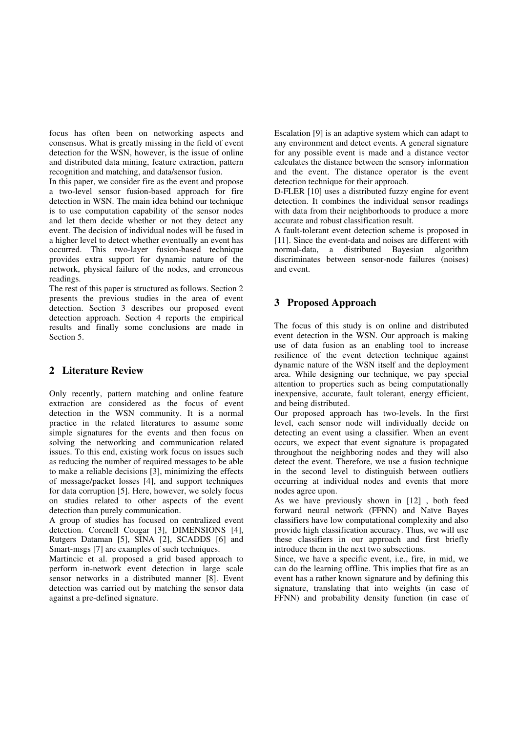focus has often been on networking aspects and consensus. What is greatly missing in the field of event detection for the WSN, however, is the issue of online and distributed data mining, feature extraction, pattern recognition and matching, and data/sensor fusion.

In this paper, we consider fire as the event and propose a two-level sensor fusion-based approach for fire detection in WSN. The main idea behind our technique is to use computation capability of the sensor nodes and let them decide whether or not they detect any event. The decision of individual nodes will be fused in a higher level to detect whether eventually an event has occurred. This two-layer fusion-based technique provides extra support for dynamic nature of the network, physical failure of the nodes, and erroneous readings.

The rest of this paper is structured as follows. Section 2 presents the previous studies in the area of event detection. Section 3 describes our proposed event detection approach. Section 4 reports the empirical results and finally some conclusions are made in Section 5.

## 2 Literature Review

Only recently, pattern matching and online feature extraction are considered as the focus of event detection in the WSN community. It is a normal practice in the related literatures to assume some simple signatures for the events and then focus on solving the networking and communication related issues. To this end, existing work focus on issues such as reducing the number of required messages to be able to make a reliable decisions [3], minimizing the effects of message/packet losses [4], and support techniques for data corruption [5]. Here, however, we solely focus on studies related to other aspects of the event detection than purely communication.

A group of studies has focused on centralized event detection. Corenell Cougar [3], DIMENSIONS [4], Rutgers Dataman [5], SINA [2], SCADDS [6] and Smart-msgs [7] are examples of such techniques.

Martincic et al. proposed a grid based approach to perform in-network event detection in large scale sensor networks in a distributed manner [8]. Event detection was carried out by matching the sensor data against a pre-defined signature.

Escalation [9] is an adaptive system which can adapt to any environment and detect events. A general signature for any possible event is made and a distance vector calculates the distance between the sensory information and the event. The distance operator is the event detection technique for their approach.

D-FLER [10] uses a distributed fuzzy engine for event detection. It combines the individual sensor readings with data from their neighborhoods to produce a more accurate and robust classification result.

A fault-tolerant event detection scheme is proposed in [11]. Since the event-data and noises are different with normal-data, a distributed Bayesian algorithm discriminates between sensor-node failures (noises) and event.

## 3 Proposed Approach

The focus of this study is on online and distributed event detection in the WSN. Our approach is making use of data fusion as an enabling tool to increase resilience of the event detection technique against dynamic nature of the WSN itself and the deployment area. While designing our technique, we pay special attention to properties such as being computationally inexpensive, accurate, fault tolerant, energy efficient, and being distributed.

Our proposed approach has two-levels. In the first level, each sensor node will individually decide on detecting an event using a classifier. When an event occurs, we expect that event signature is propagated throughout the neighboring nodes and they will also detect the event. Therefore, we use a fusion technique in the second level to distinguish between outliers occurring at individual nodes and events that more nodes agree upon.

As we have previously shown in [12] , both feed forward neural network (FFNN) and Naïve Bayes classifiers have low computational complexity and also provide high classification accuracy. Thus, we will use these classifiers in our approach and first briefly introduce them in the next two subsections.

Since, we have a specific event, i.e., fire, in mid, we can do the learning offline. This implies that fire as an event has a rather known signature and by defining this signature, translating that into weights (in case of FFNN) and probability density function (in case of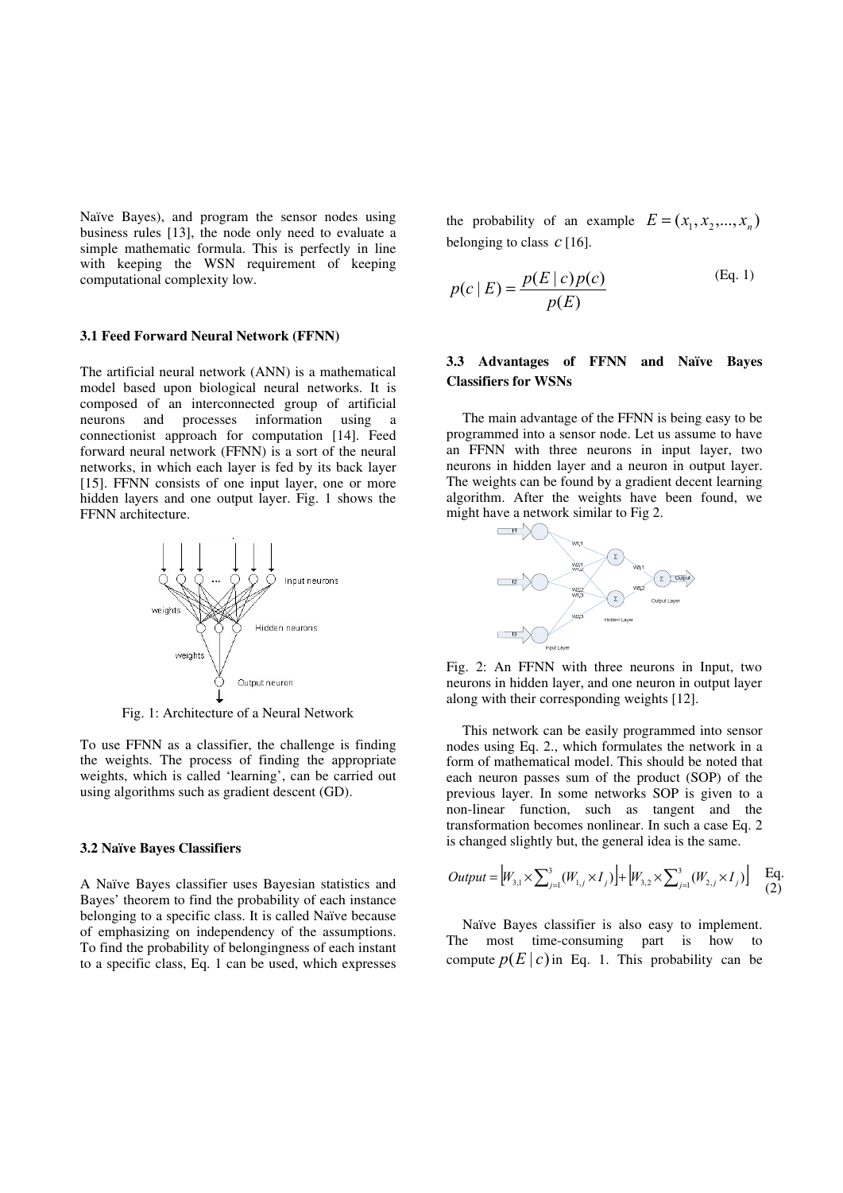Naïve Bayes), and program the sensor nodes using business rules [13], the node only need to evaluate a simple mathematic formula. This is perfectly in line with keeping the WSN requirement of keeping computational complexity low.

### 3.1 Feed Forward Neural Network (FFNN)

The artificial neural network (ANN) is a mathematical model based upon biological neural networks. It is composed of an interconnected group of artificial neurons and processes information using a connectionist approach for computation [14]. Feed forward neural network (FFNN) is a sort of the neural networks, in which each layer is fed by its back layer [15]. FFNN consists of one input layer, one or more hidden layers and one output layer. Fig. 1 shows the FFNN architecture.

Fig. 1: Architecture of a Neural Network

To use FFNN as a classifier, the challenge is finding the weights. The process of finding the appropriate weights, which is called 'learning', can be carried out using algorithms such as gradient descent (GD).

### 3.2 Naïve Bayes Classifiers

A Naïve Bayes classifier uses Bayesian statistics and Bayes' theorem to find the probability of each instance belonging to a specific class. It is called Naïve because of emphasizing on independency of the assumptions. To find the probability of belongingness of each instant to a specific class, Eq. 1 can be used, which expresses the probability of an example $E = (x_1, x_2, ..., x_n)$ belonging to class $c$ [16].

$$p(c \mid E) = \frac{p(E \mid c)p(c)}{p(E)} \quad \text{(Eq. 1)}$$

### 3.3 Advantages of FFNN and Naïve Bayes Classifiers for WSNs

The main advantage of the FFNN is being easy to be programmed into a sensor node. Let us assume to have an FFNN with three neurons in input layer, two neurons in hidden layer and a neuron in output layer. The weights can be found by a gradient decent learning algorithm. After the weights have been found, we might have a network similar to Fig 2.

Fig. 2: An FFNN with three neurons in Input, two neurons in hidden layer, and one neuron in output layer along with their corresponding weights [12].

This network can be easily programmed into sensor nodes using Eq. 2., which formulates the network in a form of mathematical model. This should be noted that each neuron passes sum of the product (SOP) of the previous layer. In some networks SOP is given to a non-linear function, such as tangent and the transformation becomes nonlinear. In such a case Eq. 2 is changed slightly but, the general idea is the same.

$$Output = \left[ W_{3,1} \times \sum_{j=1}^{3} (W_{1,j} \times I_j) \right] + \left[ W_{3,2} \times \sum_{j=1}^{3} (W_{2,j} \times I_j) \right] \quad \text{Eq. (2)}$$

Naïve Bayes classifier is also easy to implement. The most time-consuming part is how to compute $p(E \mid c)$ in Eq. 1. This probability can be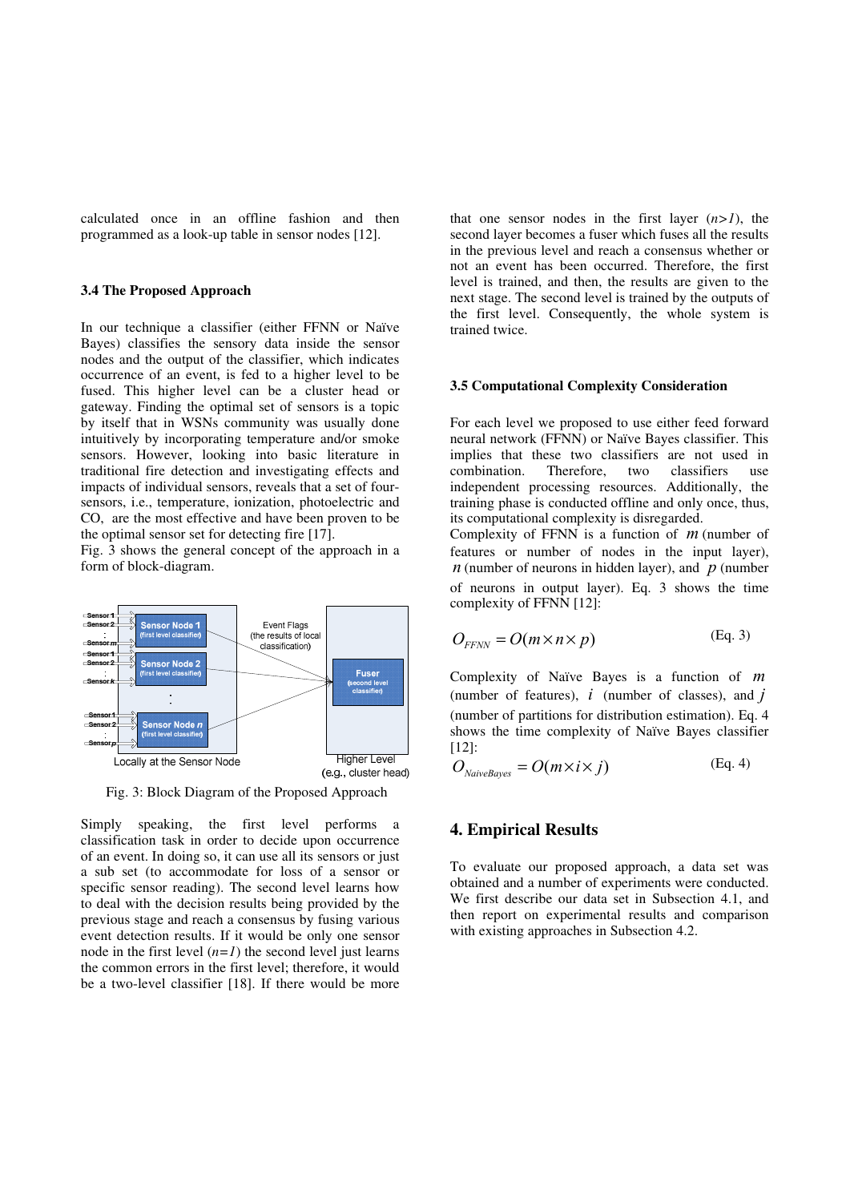calculated once in an offline fashion and then programmed as a look-up table in sensor nodes [12].

### 3.4 The Proposed Approach

In our technique a classifier (either FFNN or Naïve Bayes) classifies the sensory data inside the sensor nodes and the output of the classifier, which indicates occurrence of an event, is fed to a higher level to be fused. This higher level can be a cluster head or gateway. Finding the optimal set of sensors is a topic by itself that in WSNs community was usually done intuitively by incorporating temperature and/or smoke sensors. However, looking into basic literature in traditional fire detection and investigating effects and impacts of individual sensors, reveals that a set of four-sensors, i.e., temperature, ionization, photoelectric and CO, are the most effective and have been proven to be the optimal sensor set for detecting fire [17].

Fig. 3 shows the general concept of the approach in a form of block-diagram.

Fig. 3: Block Diagram of the Proposed Approach

Simply speaking, the first level performs a classification task in order to decide upon occurrence of an event. In doing so, it can use all its sensors or just a sub set (to accommodate for loss of a sensor or specific sensor reading). The second level learns how to deal with the decision results being provided by the previous stage and reach a consensus by fusing various event detection results. If it would be only one sensor node in the first level ($n=1$) the second level just learns the common errors in the first level; therefore, it would be a two-level classifier [18]. If there would be more that one sensor nodes in the first layer ($n>1$), the second layer becomes a fuser which fuses all the results in the previous level and reach a consensus whether or not an event has been occurred. Therefore, the first level is trained, and then, the results are given to the next stage. The second level is trained by the outputs of the first level. Consequently, the whole system is trained twice.

### 3.5 Computational Complexity Consideration

For each level we proposed to use either feed forward neural network (FFNN) or Naïve Bayes classifier. This implies that these two classifiers are not used in combination. Therefore, two classifiers use independent processing resources. Additionally, the training phase is conducted offline and only once, thus, its computational complexity is disregarded.

Complexity of FFNN is a function of $m$ (number of features or number of nodes in the input layer), $n$ (number of neurons in hidden layer), and $p$ (number of neurons in output layer). Eq. 3 shows the time complexity of FFNN [12]:

$$O_{FFNN} = O(m \times n \times p) \quad \text{(Eq. 3)}$$

Complexity of Naïve Bayes is a function of $m$ (number of features), $i$ (number of classes), and $j$ (number of partitions for distribution estimation). Eq. 4 shows the time complexity of Naïve Bayes classifier [12]:

$$O_{NaiveBayes} = O(m \times i \times j) \quad \text{(Eq. 4)}$$

## 4. Empirical Results

To evaluate our proposed approach, a data set was obtained and a number of experiments were conducted. We first describe our data set in Subsection 4.1, and then report on experimental results and comparison with existing approaches in Subsection 4.2.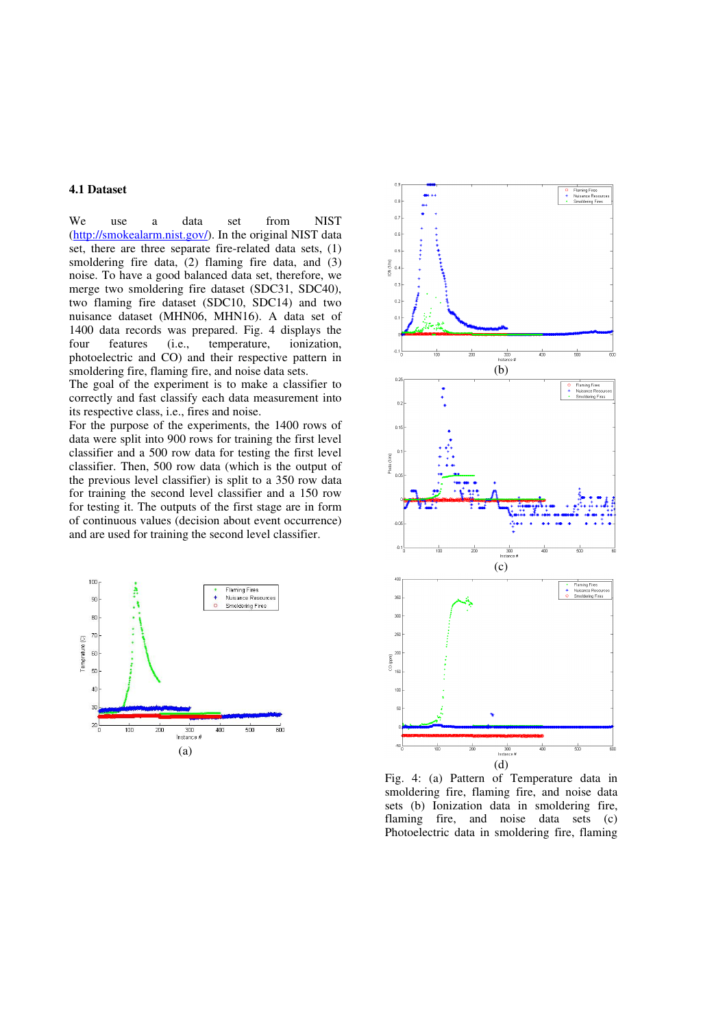### 4.1 Dataset

We use a data set from NIST (http://smokealarm.nist.gov/). In the original NIST data set, there are three separate fire-related data sets, (1) smoldering fire data, (2) flaming fire data, and (3) noise. To have a good balanced data set, therefore, we merge two smoldering fire dataset (SDC31, SDC40), two flaming fire dataset (SDC10, SDC14) and two nuisance dataset (MHN06, MHN16). A data set of 1400 data records was prepared. Fig. 4 displays the four features (i.e., temperature, ionization, photoelectric and CO) and their respective pattern in smoldering fire, flaming fire, and noise data sets.

The goal of the experiment is to make a classifier to correctly and fast classify each data measurement into its respective class, i.e., fires and noise.

For the purpose of the experiments, the 1400 rows of data were split into 900 rows for training the first level classifier and a 500 row data for testing the first level classifier. Then, 500 row data (which is the output of the previous level classifier) is split to a 350 row data for training the second level classifier and a 150 row for testing it. The outputs of the first stage are in form of continuous values (decision about event occurrence) and are used for training the second level classifier.

(a)

(b)

(c)

(d)

Fig. 4: (a) Pattern of Temperature data in smoldering fire, flaming fire, and noise data sets (b) Ionization data in smoldering fire, flaming fire, and noise data sets (c) Photoelectric data in smoldering fire, flaming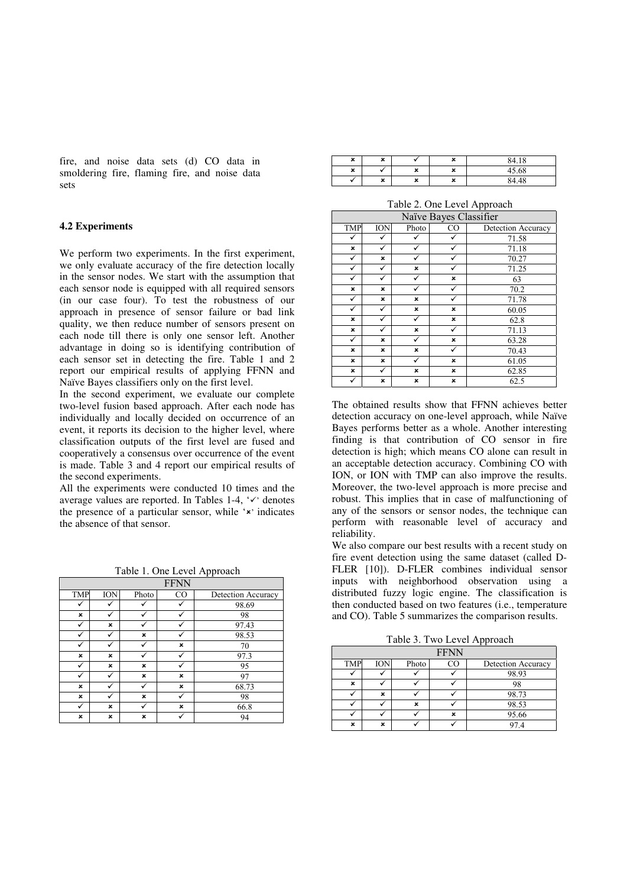fire, and noise data sets (d) CO data in smoldering fire, flaming fire, and noise data sets

### 4.2 Experiments

We perform two experiments. In the first experiment, we only evaluate accuracy of the fire detection locally in the sensor nodes. We start with the assumption that each sensor node is equipped with all required sensors (in our case four). To test the robustness of our approach in presence of sensor failure or bad link quality, we then reduce number of sensors present on each node till there is only one sensor left. Another advantage in doing so is identifying contribution of each sensor set in detecting the fire. Table 1 and 2 report our empirical results of applying FFNN and Naïve Bayes classifiers only on the first level.

In the second experiment, we evaluate our complete two-level fusion based approach. After each node has individually and locally decided on occurrence of an event, it reports its decision to the higher level, where classification outputs of the first level are fused and cooperatively a consensus over occurrence of the event is made. Table 3 and 4 report our empirical results of the second experiments.

All the experiments were conducted 10 times and the average values are reported. In Tables 1-4, '✓' denotes the presence of a particular sensor, while '✗' indicates the absence of that sensor.

Table 1. One Level Approach

| FFNN | | | | |
|---|---|---|---|---|
| TMP | ION | Photo | CO | Detection Accuracy |
| ✓ | ✓ | ✓ | ✓ | 98.69 |
| ✗ | ✓ | ✓ | ✓ | 98 |
| ✓ | ✗ | ✓ | ✓ | 97.43 |
| ✓ | ✓ | ✗ | ✓ | 98.53 |
| ✓ | ✓ | ✓ | ✗ | 70 |
| ✗ | ✗ | ✓ | ✓ | 97.3 |
| ✓ | ✗ | ✗ | ✓ | 95 |
| ✓ | ✓ | ✗ | ✗ | 97 |
| ✗ | ✓ | ✓ | ✗ | 68.73 |
| ✗ | ✓ | ✗ | ✓ | 98 |
| ✓ | ✗ | ✓ | ✗ | 66.8 |
| ✗ | ✗ | ✗ | ✓ | 94 |
| ✗ | ✗ | ✓ | ✗ | 84.18 |
| ✗ | ✓ | ✗ | ✗ | 45.68 |
| ✓ | ✗ | ✗ | ✗ | 84.48 |

Table 2. One Level Approach

| Naïve Bayes Classifier | | | | |
|---|---|---|---|---|
| TMP | ION | Photo | CO | Detection Accuracy |
| ✓ | ✓ | ✓ | ✓ | 71.58 |
| ✗ | ✓ | ✓ | ✓ | 71.18 |
| ✓ | ✗ | ✓ | ✓ | 70.27 |
| ✓ | ✓ | ✗ | ✓ | 71.25 |
| ✓ | ✓ | ✓ | ✗ | 63 |
| ✗ | ✗ | ✓ | ✓ | 70.2 |
| ✓ | ✗ | ✗ | ✓ | 71.78 |
| ✓ | ✓ | ✗ | ✗ | 60.05 |
| ✗ | ✓ | ✓ | ✗ | 62.8 |
| ✗ | ✓ | ✗ | ✓ | 71.13 |
| ✓ | ✗ | ✓ | ✗ | 63.28 |
| ✗ | ✗ | ✗ | ✓ | 70.43 |
| ✗ | ✗ | ✓ | ✗ | 61.05 |
| ✗ | ✓ | ✗ | ✗ | 62.85 |
| ✓ | ✗ | ✗ | ✗ | 62.5 |

The obtained results show that FFNN achieves better detection accuracy on one-level approach, while Naïve Bayes performs better as a whole. Another interesting finding is that contribution of CO sensor in fire detection is high; which means CO alone can result in an acceptable detection accuracy. Combining CO with ION, or ION with TMP can also improve the results. Moreover, the two-level approach is more precise and robust. This implies that in case of malfunctioning of any of the sensors or sensor nodes, the technique can perform with reasonable level of accuracy and reliability.

We also compare our best results with a recent study on fire event detection using the same dataset (called D-FLER [10]). D-FLER combines individual sensor inputs with neighborhood observation using a distributed fuzzy logic engine. The classification is then conducted based on two features (i.e., temperature and CO). Table 5 summarizes the comparison results.

Table 3. Two Level Approach

| FFNN | | | | |
|---|---|---|---|---|
| TMP | ION | Photo | CO | Detection Accuracy |
| ✓ | ✓ | ✓ | ✓ | 98.93 |
| ✗ | ✓ | ✓ | ✓ | 98 |
| ✓ | ✗ | ✓ | ✓ | 98.73 |
| ✓ | ✓ | ✗ | ✓ | 98.53 |
| ✓ | ✓ | ✓ | ✗ | 95.66 |
| ✗ | ✗ | ✓ | ✓ | 97.4 |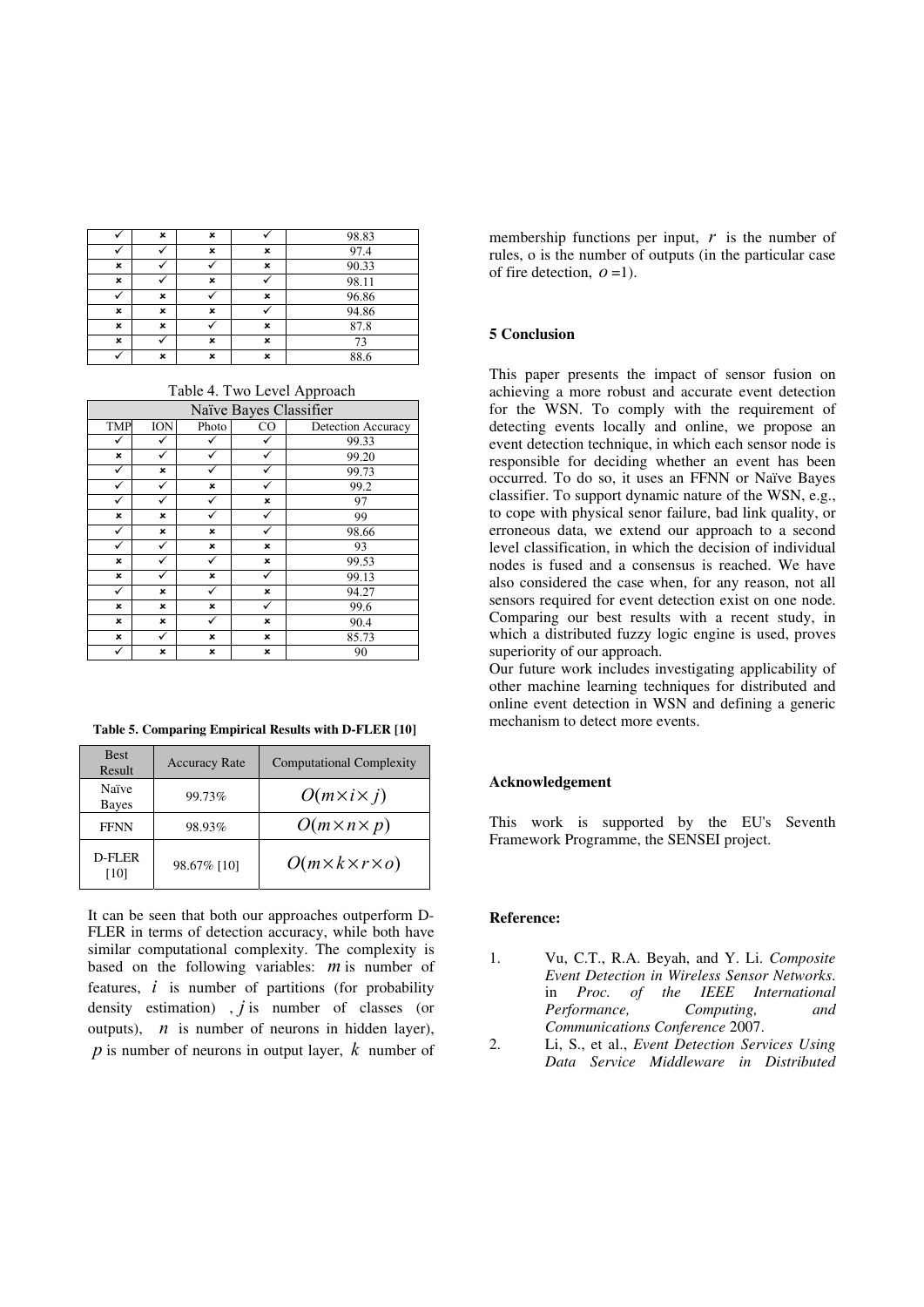| | | | | |
|---|---|---|---|---|
| ✓ | ✗ | ✗ | ✓ | 98.83 |
| ✓ | ✓ | ✗ | ✗ | 97.4 |
| ✗ | ✓ | ✓ | ✗ | 90.33 |
| ✗ | ✓ | ✗ | ✓ | 98.11 |
| ✓ | ✗ | ✓ | ✗ | 96.86 |
| ✗ | ✗ | ✗ | ✓ | 94.86 |
| ✗ | ✗ | ✓ | ✗ | 87.8 |
| ✗ | ✓ | ✗ | ✗ | 73 |
| ✓ | ✗ | ✗ | ✗ | 88.6 |

Table 4. Two Level Approach

| Naïve Bayes Classifier | | | | |
|---|---|---|---|---|
| TMP | ION | Photo | CO | Detection Accuracy |
| ✓ | ✓ | ✓ | ✓ | 99.33 |
| ✗ | ✓ | ✓ | ✓ | 99.20 |
| ✓ | ✗ | ✓ | ✓ | 99.73 |
| ✓ | ✓ | ✗ | ✓ | 99.2 |
| ✓ | ✓ | ✓ | ✗ | 97 |
| ✗ | ✗ | ✓ | ✓ | 99 |
| ✓ | ✗ | ✗ | ✓ | 98.66 |
| ✓ | ✓ | ✗ | ✗ | 93 |
| ✗ | ✓ | ✓ | ✗ | 99.53 |
| ✗ | ✓ | ✗ | ✓ | 99.13 |
| ✓ | ✗ | ✓ | ✗ | 94.27 |
| ✗ | ✗ | ✗ | ✓ | 99.6 |
| ✗ | ✗ | ✓ | ✗ | 90.4 |
| ✗ | ✓ | ✗ | ✗ | 85.73 |
| ✓ | ✗ | ✗ | ✗ | 90 |

**Table 5. Comparing Empirical Results with D-FLER [10]**

| Best Result | Accuracy Rate | Computational Complexity |
|---|---|---|
| Naïve Bayes | 99.73% | $O(m \times i \times j)$ |
| FFNN | 98.93% | $O(m \times n \times p)$ |
| D-FLER [10] | 98.67% [10] | $O(m \times k \times r \times o)$ |

It can be seen that both our approaches outperform D-FLER in terms of detection accuracy, while both have similar computational complexity. The complexity is based on the following variables: $m$ is number of features, $i$ is number of partitions (for probability density estimation) , $j$ is number of classes (or outputs), $n$ is number of neurons in hidden layer), $p$ is number of neurons in output layer, $k$ number of membership functions per input, $r$ is the number of rules, o is the number of outputs (in the particular case of fire detection, $o = 1$).

### 5 Conclusion

This paper presents the impact of sensor fusion on achieving a more robust and accurate event detection for the WSN. To comply with the requirement of detecting events locally and online, we propose an event detection technique, in which each sensor node is responsible for deciding whether an event has been occurred. To do so, it uses an FFNN or Naïve Bayes classifier. To support dynamic nature of the WSN, e.g., to cope with physical senor failure, bad link quality, or erroneous data, we extend our approach to a second level classification, in which the decision of individual nodes is fused and a consensus is reached. We have also considered the case when, for any reason, not all sensors required for event detection exist on one node. Comparing our best results with a recent study, in which a distributed fuzzy logic engine is used, proves superiority of our approach.

Our future work includes investigating applicability of other machine learning techniques for distributed and online event detection in WSN and defining a generic mechanism to detect more events.

### Acknowledgement

This work is supported by the EU's Seventh Framework Programme, the SENSEI project.

### Reference:

1. Vu, C.T., R.A. Beyah, and Y. Li. *Composite Event Detection in Wireless Sensor Networks*. in *Proc. of the IEEE International Performance, Computing, and Communications Conference* 2007.
2. Li, S., et al., *Event Detection Services Using Data Service Middleware in Distributed*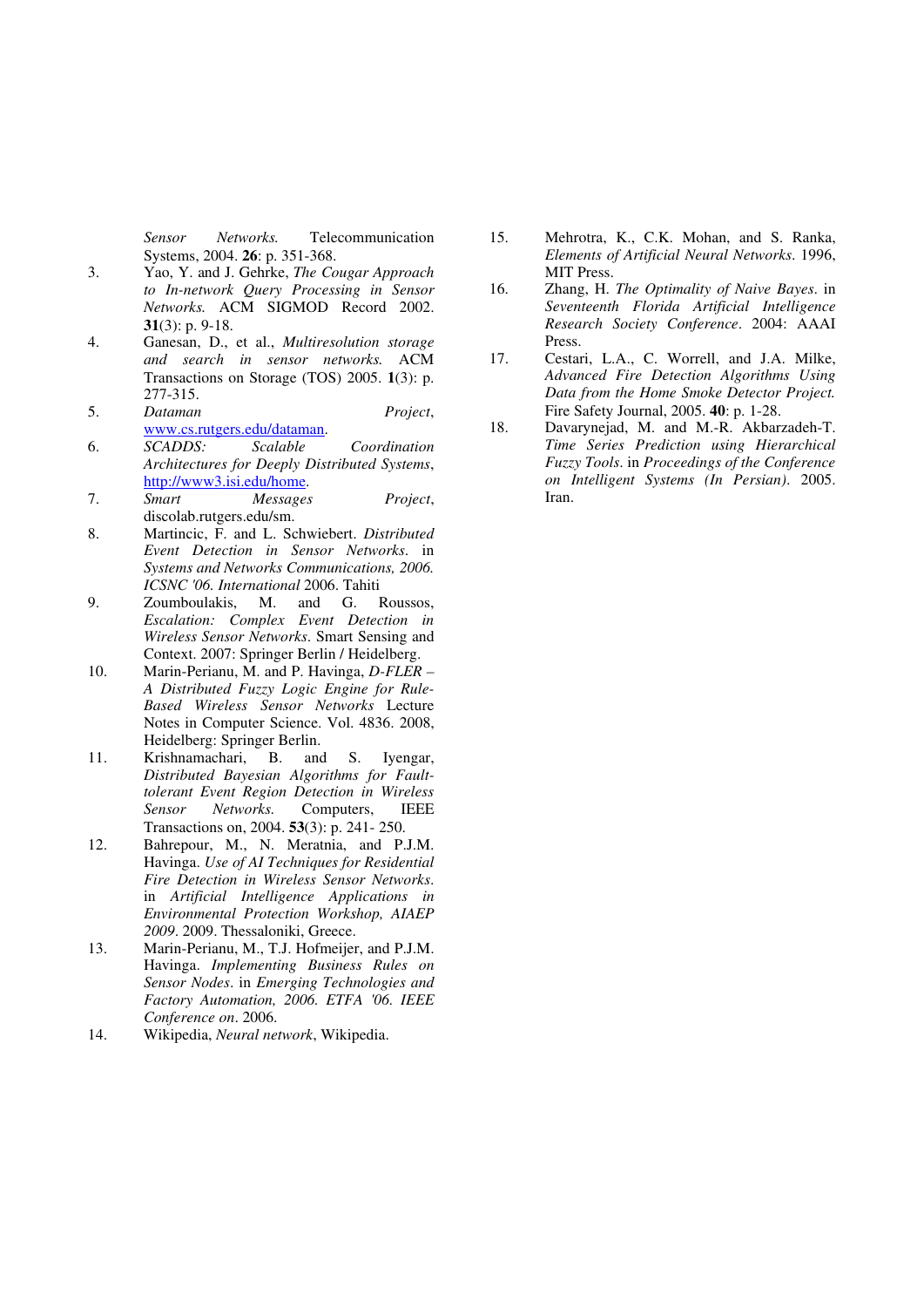*Sensor Networks.* Telecommunication Systems, 2004. **26**: p. 351-368.

3. Yao, Y. and J. Gehrke, *The Cougar Approach to In-network Query Processing in Sensor Networks.* ACM SIGMOD Record 2002. **31**(3): p. 9-18.
4. Ganesan, D., et al., *Multiresolution storage and search in sensor networks.* ACM Transactions on Storage (TOS) 2005. **1**(3): p. 277-315.
5. *Dataman Project*, www.cs.rutgers.edu/dataman.
6. *SCADDS: Scalable Coordination Architectures for Deeply Distributed Systems*, http://www3.isi.edu/home.
7. *Smart Messages Project*, discolab.rutgers.edu/sm.
8. Martincic, F. and L. Schwiebert. *Distributed Event Detection in Sensor Networks*. in *Systems and Networks Communications, 2006. ICSNC '06. International* 2006. Tahiti
9. Zoumboulakis, M. and G. Roussos, *Escalation: Complex Event Detection in Wireless Sensor Networks*. Smart Sensing and Context. 2007: Springer Berlin / Heidelberg.
10. Marin-Perianu, M. and P. Havinga, *D-FLER – A Distributed Fuzzy Logic Engine for Rule-Based Wireless Sensor Networks* Lecture Notes in Computer Science. Vol. 4836. 2008, Heidelberg: Springer Berlin.
11. Krishnamachari, B. and S. Iyengar, *Distributed Bayesian Algorithms for Fault-tolerant Event Region Detection in Wireless Sensor Networks.* Computers, IEEE Transactions on, 2004. **53**(3): p. 241- 250.
12. Bahrepour, M., N. Meratnia, and P.J.M. Havinga. *Use of AI Techniques for Residential Fire Detection in Wireless Sensor Networks*. in *Artificial Intelligence Applications in Environmental Protection Workshop, AIAEP 2009*. 2009. Thessaloniki, Greece.
13. Marin-Perianu, M., T.J. Hofmeijer, and P.J.M. Havinga. *Implementing Business Rules on Sensor Nodes*. in *Emerging Technologies and Factory Automation, 2006. ETFA '06. IEEE Conference on*. 2006.
14. Wikipedia, *Neural network*, Wikipedia.
15. Mehrotra, K., C.K. Mohan, and S. Ranka, *Elements of Artificial Neural Networks*. 1996, MIT Press.
16. Zhang, H. *The Optimality of Naive Bayes*. in *Seventeenth Florida Artificial Intelligence Research Society Conference*. 2004: AAAI Press.
17. Cestari, L.A., C. Worrell, and J.A. Milke, *Advanced Fire Detection Algorithms Using Data from the Home Smoke Detector Project.* Fire Safety Journal, 2005. **40**: p. 1-28.
18. Davarynejad, M. and M.-R. Akbarzadeh-T. *Time Series Prediction using Hierarchical Fuzzy Tools*. in *Proceedings of the Conference on Intelligent Systems (In Persian)*. 2005. Iran.